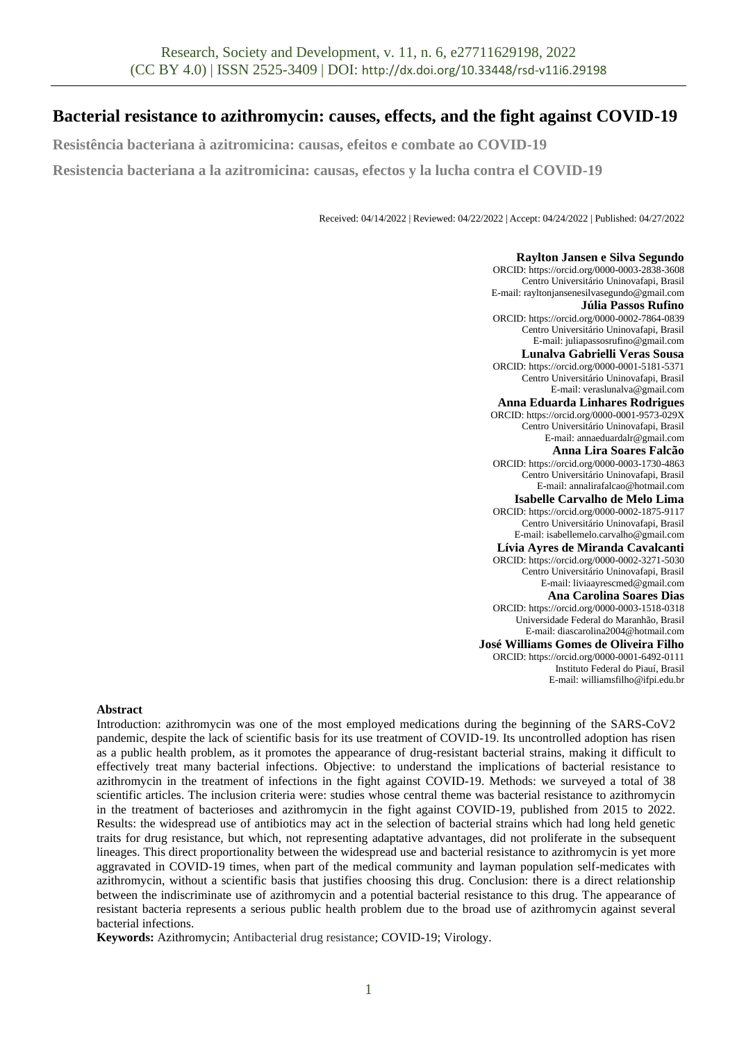# Bacterial resistance to azithromycin: causes, effects, and the fight against COVID-19

**Resistência bacteriana à azitromicina: causas, efeitos e combate ao COVID-19**

**Resistencia bacteriana a la azitromicina: causas, efectos y la lucha contra el COVID-19**

Received: 04/14/2022 | Reviewed: 04/22/2022 | Accept: 04/24/2022 | Published: 04/27/2022

**Raylton Jansen e Silva Segundo**
ORCID: https://orcid.org/0000-0003-2838-3608
Centro Universitário Uninovafapi, Brasil
E-mail: rayltonjansenesilvasegundo@gmail.com

**Júlia Passos Rufino**
ORCID: https://orcid.org/0000-0002-7864-0839
Centro Universitário Uninovafapi, Brasil
E-mail: juliapassosrufino@gmail.com

**Lunalva Gabrielli Veras Sousa**
ORCID: https://orcid.org/0000-0001-5181-5371
Centro Universitário Uninovafapi, Brasil
E-mail: veraslunalva@gmail.com

**Anna Eduarda Linhares Rodrigues**
ORCID: https://orcid.org/0000-0001-9573-029X
Centro Universitário Uninovafapi, Brasil
E-mail: annaeduardalr@gmail.com

**Anna Lira Soares Falcão**
ORCID: https://orcid.org/0000-0003-1730-4863
Centro Universitário Uninovafapi, Brasil
E-mail: annalirafalcao@hotmail.com

**Isabelle Carvalho de Melo Lima**
ORCID: https://orcid.org/0000-0002-1875-9117
Centro Universitário Uninovafapi, Brasil
E-mail: isabellemelo.carvalho@gmail.com

**Lívia Ayres de Miranda Cavalcanti**
ORCID: https://orcid.org/0000-0002-3271-5030
Centro Universitário Uninovafapi, Brasil
E-mail: liviaayrescmed@gmail.com

**Ana Carolina Soares Dias**
ORCID: https://orcid.org/0000-0003-1518-0318
Universidade Federal do Maranhão, Brasil
E-mail: diascarolina2004@hotmail.com

**José Williams Gomes de Oliveira Filho**
ORCID: https://orcid.org/0000-0001-6492-0111
Instituto Federal do Piauí, Brasil
E-mail: williamsfilho@ifpi.edu.br

## Abstract

Introduction: azithromycin was one of the most employed medications during the beginning of the SARS-CoV2 pandemic, despite the lack of scientific basis for its use treatment of COVID-19. Its uncontrolled adoption has risen as a public health problem, as it promotes the appearance of drug-resistant bacterial strains, making it difficult to effectively treat many bacterial infections. Objective: to understand the implications of bacterial resistance to azithromycin in the treatment of infections in the fight against COVID-19. Methods: we surveyed a total of 38 scientific articles. The inclusion criteria were: studies whose central theme was bacterial resistance to azithromycin in the treatment of bacterioses and azithromycin in the fight against COVID-19, published from 2015 to 2022. Results: the widespread use of antibiotics may act in the selection of bacterial strains which had long held genetic traits for drug resistance, but which, not representing adaptative advantages, did not proliferate in the subsequent lineages. This direct proportionality between the widespread use and bacterial resistance to azithromycin is yet more aggravated in COVID-19 times, when part of the medical community and layman population self-medicates with azithromycin, without a scientific basis that justifies choosing this drug. Conclusion: there is a direct relationship between the indiscriminate use of azithromycin and a potential bacterial resistance to this drug. The appearance of resistant bacteria represents a serious public health problem due to the broad use of azithromycin against several bacterial infections.

**Keywords:** Azithromycin; Antibacterial drug resistance; COVID-19; Virology.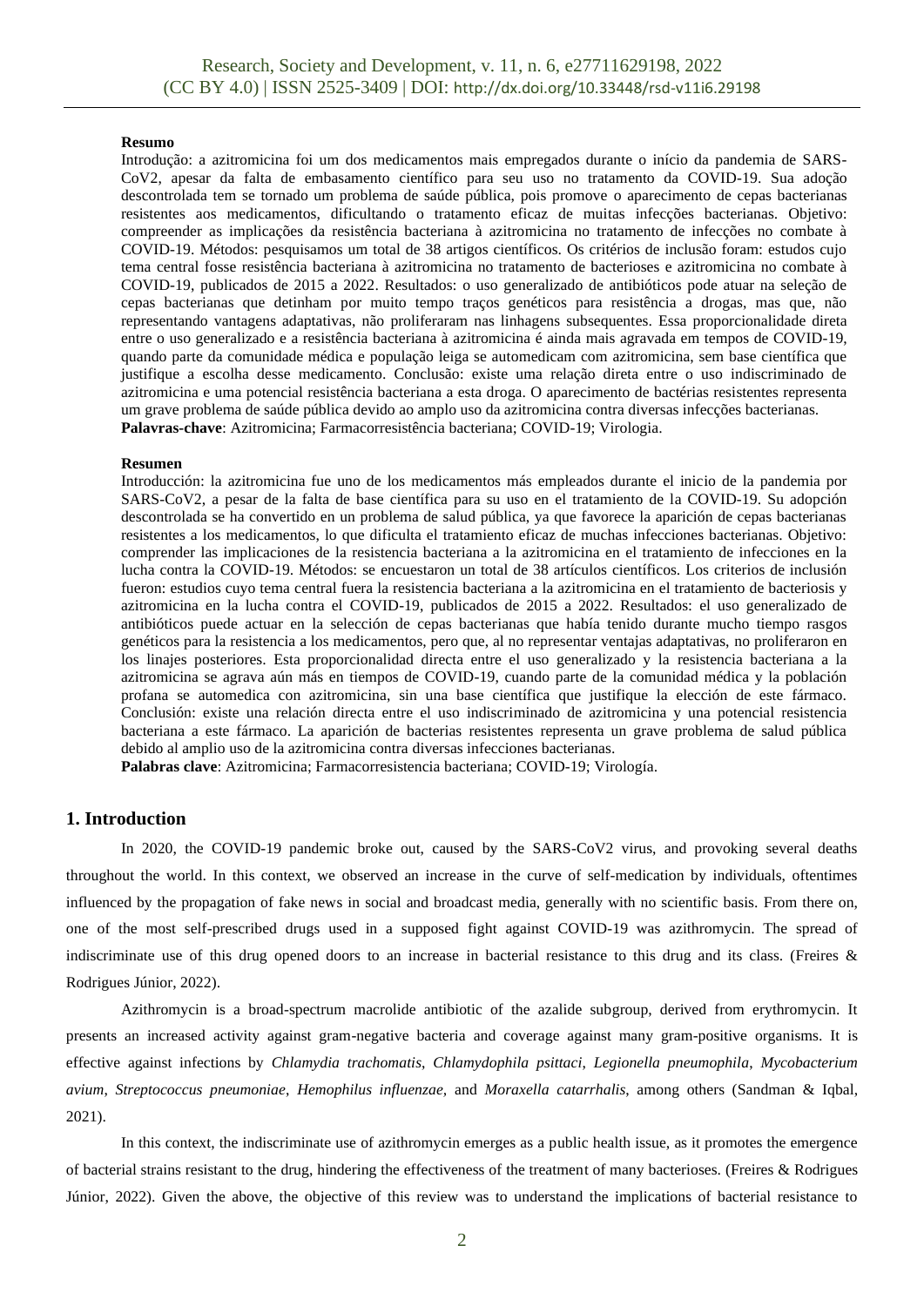**Resumo**

Introdução: a azitromicina foi um dos medicamentos mais empregados durante o início da pandemia de SARS-CoV2, apesar da falta de embasamento científico para seu uso no tratamento da COVID-19. Sua adoção descontrolada tem se tornado um problema de saúde pública, pois promove o aparecimento de cepas bacterianas resistentes aos medicamentos, dificultando o tratamento eficaz de muitas infecções bacterianas. Objetivo: compreender as implicações da resistência bacteriana à azitromicina no tratamento de infecções no combate à COVID-19. Métodos: pesquisamos um total de 38 artigos científicos. Os critérios de inclusão foram: estudos cujo tema central fosse resistência bacteriana à azitromicina no tratamento de bacterioses e azitromicina no combate à COVID-19, publicados de 2015 a 2022. Resultados: o uso generalizado de antibióticos pode atuar na seleção de cepas bacterianas que detinham por muito tempo traços genéticos para resistência a drogas, mas que, não representando vantagens adaptativas, não proliferaram nas linhagens subsequentes. Essa proporcionalidade direta entre o uso generalizado e a resistência bacteriana à azitromicina é ainda mais agravada em tempos de COVID-19, quando parte da comunidade médica e população leiga se automedicam com azitromicina, sem base científica que justifique a escolha desse medicamento. Conclusão: existe uma relação direta entre o uso indiscriminado de azitromicina e uma potencial resistência bacteriana a esta droga. O aparecimento de bactérias resistentes representa um grave problema de saúde pública devido ao amplo uso da azitromicina contra diversas infecções bacterianas.

**Palavras-chave**: Azitromicina; Farmacorresistência bacteriana; COVID-19; Virologia.

**Resumen**

Introducción: la azitromicina fue uno de los medicamentos más empleados durante el inicio de la pandemia por SARS-CoV2, a pesar de la falta de base científica para su uso en el tratamiento de la COVID-19. Su adopción descontrolada se ha convertido en un problema de salud pública, ya que favorece la aparición de cepas bacterianas resistentes a los medicamentos, lo que dificulta el tratamiento eficaz de muchas infecciones bacterianas. Objetivo: comprender las implicaciones de la resistencia bacteriana a la azitromicina en el tratamiento de infecciones en la lucha contra la COVID-19. Métodos: se encuestaron un total de 38 artículos científicos. Los criterios de inclusión fueron: estudios cuyo tema central fuera la resistencia bacteriana a la azitromicina en el tratamiento de bacteriosis y azitromicina en la lucha contra el COVID-19, publicados de 2015 a 2022. Resultados: el uso generalizado de antibióticos puede actuar en la selección de cepas bacterianas que había tenido durante mucho tiempo rasgos genéticos para la resistencia a los medicamentos, pero que, al no representar ventajas adaptativas, no proliferaron en los linajes posteriores. Esta proporcionalidad directa entre el uso generalizado y la resistencia bacteriana a la azitromicina se agrava aún más en tiempos de COVID-19, cuando parte de la comunidad médica y la población profana se automedica con azitromicina, sin una base científica que justifique la elección de este fármaco. Conclusión: existe una relación directa entre el uso indiscriminado de azitromicina y una potencial resistencia bacteriana a este fármaco. La aparición de bacterias resistentes representa un grave problema de salud pública debido al amplio uso de la azitromicina contra diversas infecciones bacterianas.

**Palabras clave**: Azitromicina; Farmacorresistencia bacteriana; COVID-19; Virología.

## 1. Introduction

In 2020, the COVID-19 pandemic broke out, caused by the SARS-CoV2 virus, and provoking several deaths throughout the world. In this context, we observed an increase in the curve of self-medication by individuals, oftentimes influenced by the propagation of fake news in social and broadcast media, generally with no scientific basis. From there on, one of the most self-prescribed drugs used in a supposed fight against COVID-19 was azithromycin. The spread of indiscriminate use of this drug opened doors to an increase in bacterial resistance to this drug and its class. (Freires & Rodrigues Júnior, 2022).

Azithromycin is a broad-spectrum macrolide antibiotic of the azalide subgroup, derived from erythromycin. It presents an increased activity against gram-negative bacteria and coverage against many gram-positive organisms. It is effective against infections by *Chlamydia trachomatis*, *Chlamydophila psittaci*, *Legionella pneumophila*, *Mycobacterium avium*, *Streptococcus pneumoniae*, *Hemophilus influenzae*, and *Moraxella catarrhalis*, among others (Sandman & Iqbal, 2021).

In this context, the indiscriminate use of azithromycin emerges as a public health issue, as it promotes the emergence of bacterial strains resistant to the drug, hindering the effectiveness of the treatment of many bacterioses. (Freires & Rodrigues Júnior, 2022). Given the above, the objective of this review was to understand the implications of bacterial resistance to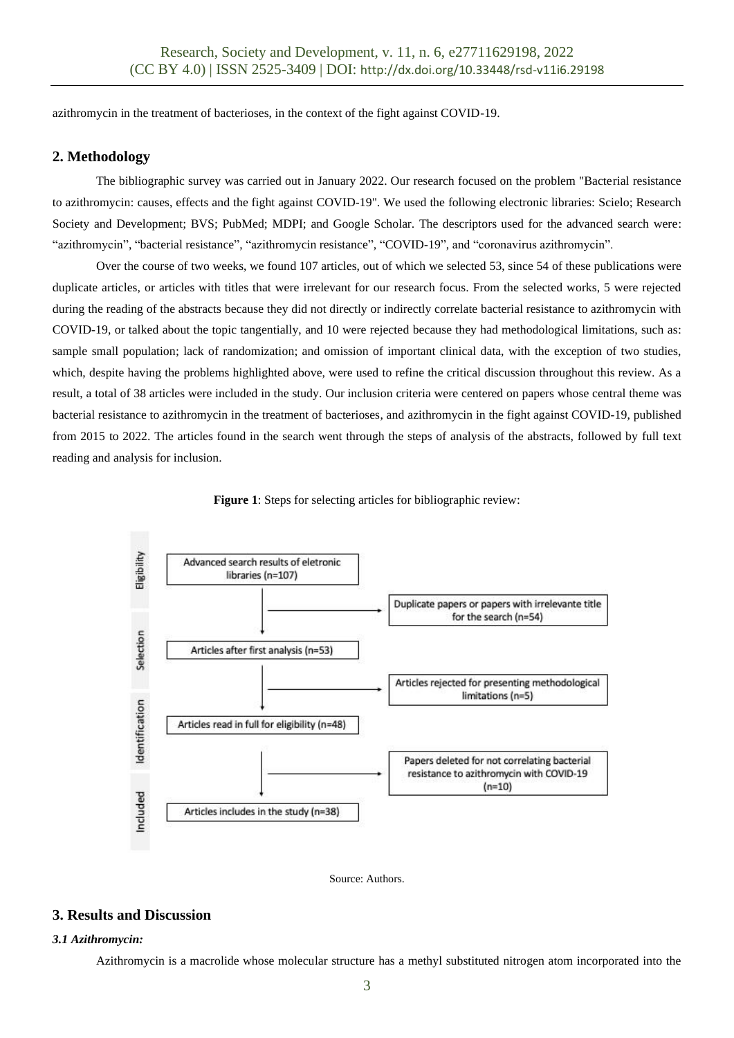azithromycin in the treatment of bacterioses, in the context of the fight against COVID-19.

## 2. Methodology

The bibliographic survey was carried out in January 2022. Our research focused on the problem "Bacterial resistance to azithromycin: causes, effects and the fight against COVID-19". We used the following electronic libraries: Scielo; Research Society and Development; BVS; PubMed; MDPI; and Google Scholar. The descriptors used for the advanced search were: "azithromycin", "bacterial resistance", "azithromycin resistance", "COVID-19", and "coronavirus azithromycin".

Over the course of two weeks, we found 107 articles, out of which we selected 53, since 54 of these publications were duplicate articles, or articles with titles that were irrelevant for our research focus. From the selected works, 5 were rejected during the reading of the abstracts because they did not directly or indirectly correlate bacterial resistance to azithromycin with COVID-19, or talked about the topic tangentially, and 10 were rejected because they had methodological limitations, such as: sample small population; lack of randomization; and omission of important clinical data, with the exception of two studies, which, despite having the problems highlighted above, were used to refine the critical discussion throughout this review. As a result, a total of 38 articles were included in the study. Our inclusion criteria were centered on papers whose central theme was bacterial resistance to azithromycin in the treatment of bacterioses, and azithromycin in the fight against COVID-19, published from 2015 to 2022. The articles found in the search went through the steps of analysis of the abstracts, followed by full text reading and analysis for inclusion.

**Figure 1**: Steps for selecting articles for bibliographic review:

Eligibility: Advanced search results of eletronic libraries (n=107) → Duplicate papers or papers with irrelevante title for the search (n=54)

Selection: Articles after first analysis (n=53) → Articles rejected for presenting methodological limitations (n=5)

Identification: Articles read in full for eligibility (n=48) → Papers deleted for not correlating bacterial resistance to azithromycin with COVID-19 (n=10)

Included: Articles includes in the study (n=38)

Source: Authors.

## 3. Results and Discussion

### *3.1 Azithromycin:*

Azithromycin is a macrolide whose molecular structure has a methyl substituted nitrogen atom incorporated into the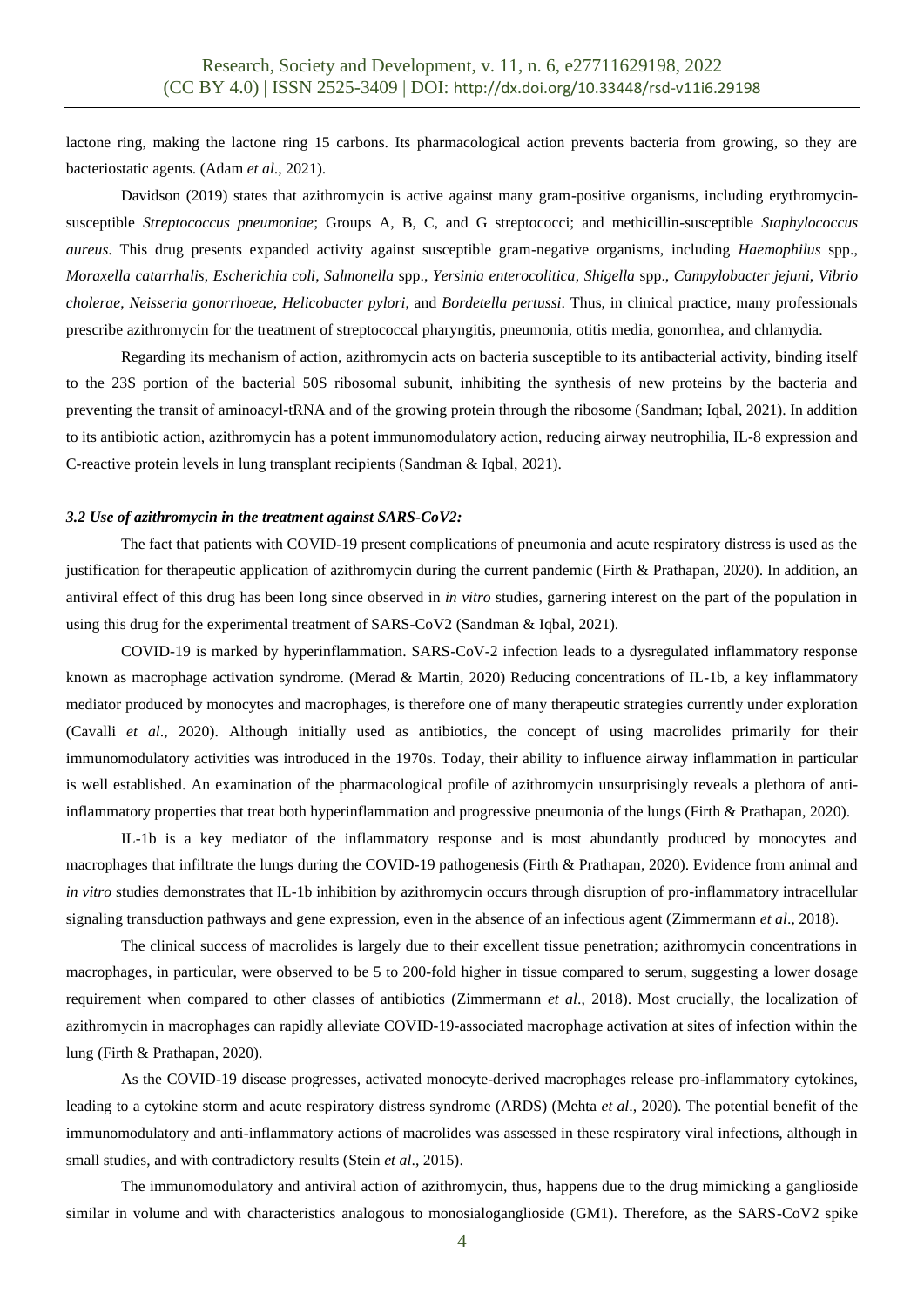lactone ring, making the lactone ring 15 carbons. Its pharmacological action prevents bacteria from growing, so they are bacteriostatic agents. (Adam *et al*., 2021).

Davidson (2019) states that azithromycin is active against many gram-positive organisms, including erythromycin-susceptible *Streptococcus pneumoniae*; Groups A, B, C, and G streptococci; and methicillin-susceptible *Staphylococcus aureus*. This drug presents expanded activity against susceptible gram-negative organisms, including *Haemophilus* spp., *Moraxella catarrhalis*, *Escherichia coli*, *Salmonella* spp., *Yersinia enterocolitica*, *Shigella* spp., *Campylobacter jejuni*, *Vibrio cholerae*, *Neisseria gonorrhoeae*, *Helicobacter pylori*, and *Bordetella pertussi*. Thus, in clinical practice, many professionals prescribe azithromycin for the treatment of streptococcal pharyngitis, pneumonia, otitis media, gonorrhea, and chlamydia.

Regarding its mechanism of action, azithromycin acts on bacteria susceptible to its antibacterial activity, binding itself to the 23S portion of the bacterial 50S ribosomal subunit, inhibiting the synthesis of new proteins by the bacteria and preventing the transit of aminoacyl-tRNA and of the growing protein through the ribosome (Sandman; Iqbal, 2021). In addition to its antibiotic action, azithromycin has a potent immunomodulatory action, reducing airway neutrophilia, IL-8 expression and C-reactive protein levels in lung transplant recipients (Sandman & Iqbal, 2021).

### *3.2 Use of azithromycin in the treatment against SARS-CoV2:*

The fact that patients with COVID-19 present complications of pneumonia and acute respiratory distress is used as the justification for therapeutic application of azithromycin during the current pandemic (Firth & Prathapan, 2020). In addition, an antiviral effect of this drug has been long since observed in *in vitro* studies, garnering interest on the part of the population in using this drug for the experimental treatment of SARS-CoV2 (Sandman & Iqbal, 2021).

COVID-19 is marked by hyperinflammation. SARS-CoV-2 infection leads to a dysregulated inflammatory response known as macrophage activation syndrome. (Merad & Martin, 2020) Reducing concentrations of IL-1b, a key inflammatory mediator produced by monocytes and macrophages, is therefore one of many therapeutic strategies currently under exploration (Cavalli *et al*., 2020). Although initially used as antibiotics, the concept of using macrolides primarily for their immunomodulatory activities was introduced in the 1970s. Today, their ability to influence airway inflammation in particular is well established. An examination of the pharmacological profile of azithromycin unsurprisingly reveals a plethora of anti-inflammatory properties that treat both hyperinflammation and progressive pneumonia of the lungs (Firth & Prathapan, 2020).

IL-1b is a key mediator of the inflammatory response and is most abundantly produced by monocytes and macrophages that infiltrate the lungs during the COVID-19 pathogenesis (Firth & Prathapan, 2020). Evidence from animal and *in vitro* studies demonstrates that IL-1b inhibition by azithromycin occurs through disruption of pro-inflammatory intracellular signaling transduction pathways and gene expression, even in the absence of an infectious agent (Zimmermann *et al*., 2018).

The clinical success of macrolides is largely due to their excellent tissue penetration; azithromycin concentrations in macrophages, in particular, were observed to be 5 to 200-fold higher in tissue compared to serum, suggesting a lower dosage requirement when compared to other classes of antibiotics (Zimmermann *et al*., 2018). Most crucially, the localization of azithromycin in macrophages can rapidly alleviate COVID-19-associated macrophage activation at sites of infection within the lung (Firth & Prathapan, 2020).

As the COVID-19 disease progresses, activated monocyte-derived macrophages release pro-inflammatory cytokines, leading to a cytokine storm and acute respiratory distress syndrome (ARDS) (Mehta *et al*., 2020). The potential benefit of the immunomodulatory and anti-inflammatory actions of macrolides was assessed in these respiratory viral infections, although in small studies, and with contradictory results (Stein *et al*., 2015).

The immunomodulatory and antiviral action of azithromycin, thus, happens due to the drug mimicking a ganglioside similar in volume and with characteristics analogous to monosialoganglioside (GM1). Therefore, as the SARS-CoV2 spike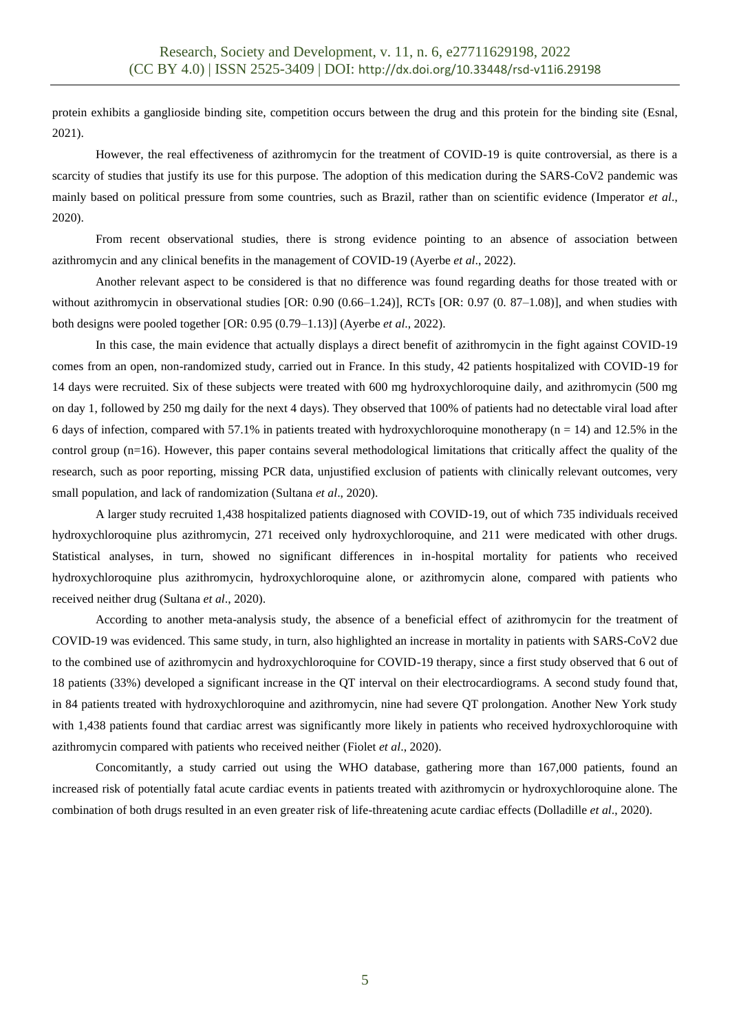protein exhibits a ganglioside binding site, competition occurs between the drug and this protein for the binding site (Esnal, 2021).

However, the real effectiveness of azithromycin for the treatment of COVID-19 is quite controversial, as there is a scarcity of studies that justify its use for this purpose. The adoption of this medication during the SARS-CoV2 pandemic was mainly based on political pressure from some countries, such as Brazil, rather than on scientific evidence (Imperator *et al*., 2020).

From recent observational studies, there is strong evidence pointing to an absence of association between azithromycin and any clinical benefits in the management of COVID-19 (Ayerbe *et al*., 2022).

Another relevant aspect to be considered is that no difference was found regarding deaths for those treated with or without azithromycin in observational studies [OR: 0.90 (0.66–1.24)], RCTs [OR: 0.97 (0. 87–1.08)], and when studies with both designs were pooled together [OR: 0.95 (0.79–1.13)] (Ayerbe *et al*., 2022).

In this case, the main evidence that actually displays a direct benefit of azithromycin in the fight against COVID-19 comes from an open, non-randomized study, carried out in France. In this study, 42 patients hospitalized with COVID-19 for 14 days were recruited. Six of these subjects were treated with 600 mg hydroxychloroquine daily, and azithromycin (500 mg on day 1, followed by 250 mg daily for the next 4 days). They observed that 100% of patients had no detectable viral load after 6 days of infection, compared with 57.1% in patients treated with hydroxychloroquine monotherapy ($n = 14$) and 12.5% in the control group ($n=16$). However, this paper contains several methodological limitations that critically affect the quality of the research, such as poor reporting, missing PCR data, unjustified exclusion of patients with clinically relevant outcomes, very small population, and lack of randomization (Sultana *et al*., 2020).

A larger study recruited 1,438 hospitalized patients diagnosed with COVID-19, out of which 735 individuals received hydroxychloroquine plus azithromycin, 271 received only hydroxychloroquine, and 211 were medicated with other drugs. Statistical analyses, in turn, showed no significant differences in in-hospital mortality for patients who received hydroxychloroquine plus azithromycin, hydroxychloroquine alone, or azithromycin alone, compared with patients who received neither drug (Sultana *et al*., 2020).

According to another meta-analysis study, the absence of a beneficial effect of azithromycin for the treatment of COVID-19 was evidenced. This same study, in turn, also highlighted an increase in mortality in patients with SARS-CoV2 due to the combined use of azithromycin and hydroxychloroquine for COVID-19 therapy, since a first study observed that 6 out of 18 patients (33%) developed a significant increase in the QT interval on their electrocardiograms. A second study found that, in 84 patients treated with hydroxychloroquine and azithromycin, nine had severe QT prolongation. Another New York study with 1,438 patients found that cardiac arrest was significantly more likely in patients who received hydroxychloroquine with azithromycin compared with patients who received neither (Fiolet *et al*., 2020).

Concomitantly, a study carried out using the WHO database, gathering more than 167,000 patients, found an increased risk of potentially fatal acute cardiac events in patients treated with azithromycin or hydroxychloroquine alone. The combination of both drugs resulted in an even greater risk of life-threatening acute cardiac effects (Dolladille *et al*., 2020).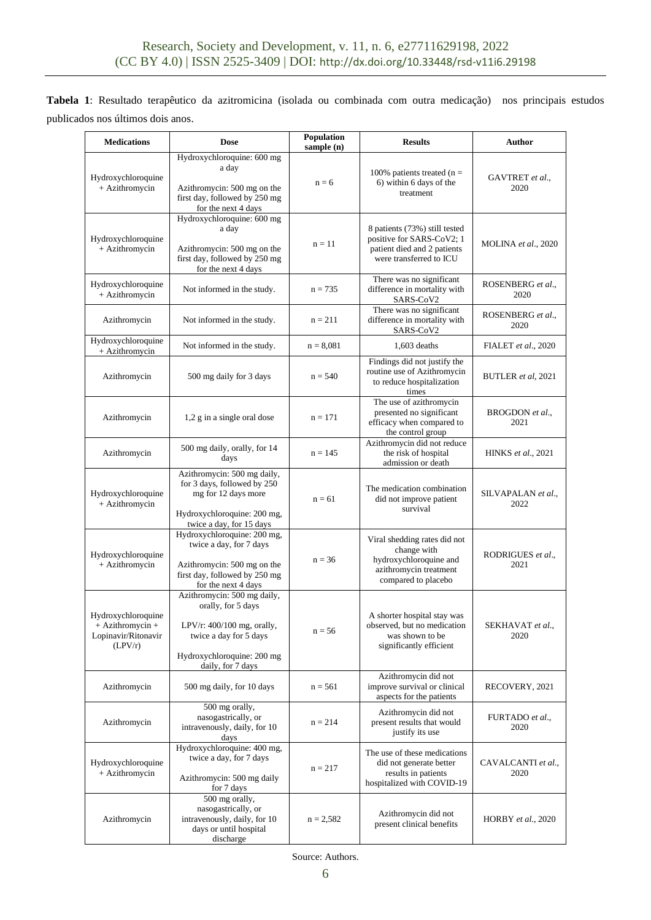**Tabela 1**: Resultado terapêutico da azitromicina (isolada ou combinada com outra medicação) nos principais estudos publicados nos últimos dois anos.

| Medications | Dose | Population sample (n) | Results | Author |
|---|---|---|---|---|
| Hydroxychloroquine + Azithromycin | Hydroxychloroquine: 600 mg a day<br><br>Azithromycin: 500 mg on the first day, followed by 250 mg for the next 4 days | n = 6 | 100% patients treated (n = 6) within 6 days of the treatment | GAVTRET *et al*., 2020 |
| Hydroxychloroquine + Azithromycin | Hydroxychloroquine: 600 mg a day<br><br>Azithromycin: 500 mg on the first day, followed by 250 mg for the next 4 days | n = 11 | 8 patients (73%) still tested positive for SARS-CoV2; 1 patient died and 2 patients were transferred to ICU | MOLINA *et al*., 2020 |
| Hydroxychloroquine + Azithromycin | Not informed in the study. | n = 735 | There was no significant difference in mortality with SARS-CoV2 | ROSENBERG *et al*., 2020 |
| Azithromycin | Not informed in the study. | n = 211 | There was no significant difference in mortality with SARS-CoV2 | ROSENBERG *et al*., 2020 |
| Hydroxychloroquine + Azithromycin | Not informed in the study. | n = 8,081 | 1,603 deaths | FIALET *et al*., 2020 |
| Azithromycin | 500 mg daily for 3 days | n = 540 | Findings did not justify the routine use of Azithromycin to reduce hospitalization times | BUTLER *et al*, 2021 |
| Azithromycin | 1,2 g in a single oral dose | n = 171 | The use of azithromycin presented no significant efficacy when compared to the control group | BROGDON *et al*., 2021 |
| Azithromycin | 500 mg daily, orally, for 14 days | n = 145 | Azithromycin did not reduce the risk of hospital admission or death | HINKS *et al*., 2021 |
| Hydroxychloroquine + Azithromycin | Azithromycin: 500 mg daily, for 3 days, followed by 250 mg for 12 days more<br><br>Hydroxychloroquine: 200 mg, twice a day, for 15 days | n = 61 | The medication combination did not improve patient survival | SILVAPALAN *et al*., 2022 |
| Hydroxychloroquine + Azithromycin | Hydroxychloroquine: 200 mg, twice a day, for 7 days<br><br>Azithromycin: 500 mg on the first day, followed by 250 mg for the next 4 days | n = 36 | Viral shedding rates did not change with hydroxychloroquine and azithromycin treatment compared to placebo | RODRIGUES *et al*., 2021 |
| Hydroxychloroquine + Azithromycin + Lopinavir/Ritonavir (LPV/r) | Azithromycin: 500 mg daily, orally, for 5 days<br><br>LPV/r: 400/100 mg, orally, twice a day for 5 days<br><br>Hydroxychloroquine: 200 mg daily, for 7 days | n = 56 | A shorter hospital stay was observed, but no medication was shown to be significantly efficient | SEKHAVAT *et al*., 2020 |
| Azithromycin | 500 mg daily, for 10 days | n = 561 | Azithromycin did not improve survival or clinical aspects for the patients | RECOVERY, 2021 |
| Azithromycin | 500 mg orally, nasogastrically, or intravenously, daily, for 10 days | n = 214 | Azithromycin did not present results that would justify its use | FURTADO *et al*., 2020 |
| Hydroxychloroquine + Azithromycin | Hydroxychloroquine: 400 mg, twice a day, for 7 days<br><br>Azithromycin: 500 mg daily for 7 days | n = 217 | The use of these medications did not generate better results in patients hospitalized with COVID-19 | CAVALCANTI *et al*., 2020 |
| Azithromycin | 500 mg orally, nasogastrically, or intravenously, daily, for 10 days or until hospital discharge | n = 2,582 | Azithromycin did not present clinical benefits | HORBY *et al*., 2020 |

Source: Authors.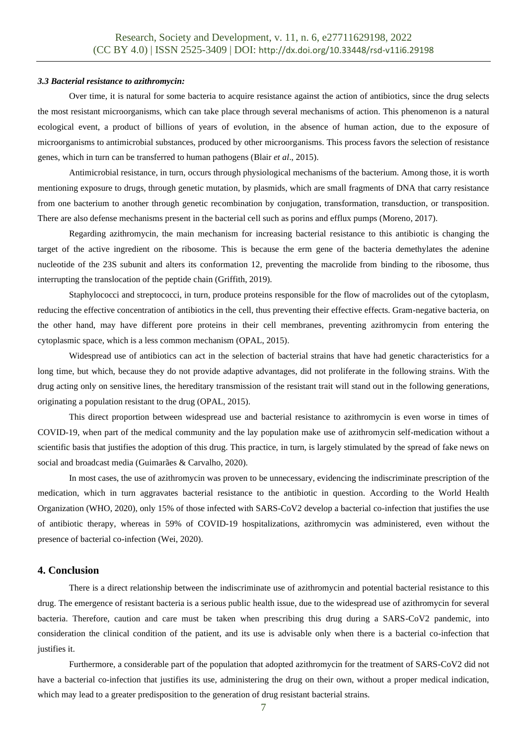### *3.3 Bacterial resistance to azithromycin:*

Over time, it is natural for some bacteria to acquire resistance against the action of antibiotics, since the drug selects the most resistant microorganisms, which can take place through several mechanisms of action. This phenomenon is a natural ecological event, a product of billions of years of evolution, in the absence of human action, due to the exposure of microorganisms to antimicrobial substances, produced by other microorganisms. This process favors the selection of resistance genes, which in turn can be transferred to human pathogens (Blair *et al*., 2015).

Antimicrobial resistance, in turn, occurs through physiological mechanisms of the bacterium. Among those, it is worth mentioning exposure to drugs, through genetic mutation, by plasmids, which are small fragments of DNA that carry resistance from one bacterium to another through genetic recombination by conjugation, transformation, transduction, or transposition. There are also defense mechanisms present in the bacterial cell such as porins and efflux pumps (Moreno, 2017).

Regarding azithromycin, the main mechanism for increasing bacterial resistance to this antibiotic is changing the target of the active ingredient on the ribosome. This is because the erm gene of the bacteria demethylates the adenine nucleotide of the 23S subunit and alters its conformation 12, preventing the macrolide from binding to the ribosome, thus interrupting the translocation of the peptide chain (Griffith, 2019).

Staphylococci and streptococci, in turn, produce proteins responsible for the flow of macrolides out of the cytoplasm, reducing the effective concentration of antibiotics in the cell, thus preventing their effective effects. Gram-negative bacteria, on the other hand, may have different pore proteins in their cell membranes, preventing azithromycin from entering the cytoplasmic space, which is a less common mechanism (OPAL, 2015).

Widespread use of antibiotics can act in the selection of bacterial strains that have had genetic characteristics for a long time, but which, because they do not provide adaptive advantages, did not proliferate in the following strains. With the drug acting only on sensitive lines, the hereditary transmission of the resistant trait will stand out in the following generations, originating a population resistant to the drug (OPAL, 2015).

This direct proportion between widespread use and bacterial resistance to azithromycin is even worse in times of COVID-19, when part of the medical community and the lay population make use of azithromycin self-medication without a scientific basis that justifies the adoption of this drug. This practice, in turn, is largely stimulated by the spread of fake news on social and broadcast media (Guimarães & Carvalho, 2020).

In most cases, the use of azithromycin was proven to be unnecessary, evidencing the indiscriminate prescription of the medication, which in turn aggravates bacterial resistance to the antibiotic in question. According to the World Health Organization (WHO, 2020), only 15% of those infected with SARS-CoV2 develop a bacterial co-infection that justifies the use of antibiotic therapy, whereas in 59% of COVID-19 hospitalizations, azithromycin was administered, even without the presence of bacterial co-infection (Wei, 2020).

## 4. Conclusion

There is a direct relationship between the indiscriminate use of azithromycin and potential bacterial resistance to this drug. The emergence of resistant bacteria is a serious public health issue, due to the widespread use of azithromycin for several bacteria. Therefore, caution and care must be taken when prescribing this drug during a SARS-CoV2 pandemic, into consideration the clinical condition of the patient, and its use is advisable only when there is a bacterial co-infection that justifies it.

Furthermore, a considerable part of the population that adopted azithromycin for the treatment of SARS-CoV2 did not have a bacterial co-infection that justifies its use, administering the drug on their own, without a proper medical indication, which may lead to a greater predisposition to the generation of drug resistant bacterial strains.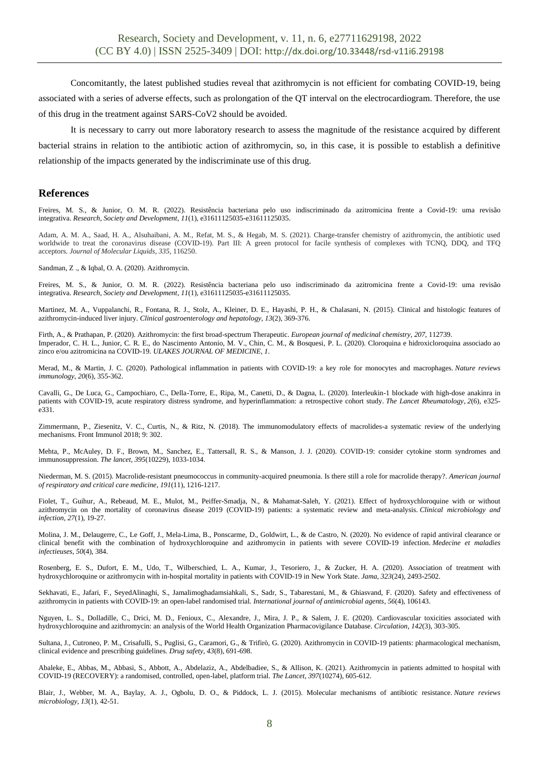Concomitantly, the latest published studies reveal that azithromycin is not efficient for combating COVID-19, being associated with a series of adverse effects, such as prolongation of the QT interval on the electrocardiogram. Therefore, the use of this drug in the treatment against SARS-CoV2 should be avoided.

It is necessary to carry out more laboratory research to assess the magnitude of the resistance acquired by different bacterial strains in relation to the antibiotic action of azithromycin, so, in this case, it is possible to establish a definitive relationship of the impacts generated by the indiscriminate use of this drug.

## References

Freires, M. S., & Junior, O. M. R. (2022). Resistência bacteriana pelo uso indiscriminado da azitromicina frente a Covid-19: uma revisão integrativa. *Research, Society and Development*, *11*(1), e31611125035-e31611125035.

Adam, A. M. A., Saad, H. A., Alsuhaibani, A. M., Refat, M. S., & Hegab, M. S. (2021). Charge-transfer chemistry of azithromycin, the antibiotic used worldwide to treat the coronavirus disease (COVID-19). Part III: A green protocol for facile synthesis of complexes with TCNQ, DDQ, and TFQ acceptors. *Journal of Molecular Liquids*, *335*, 116250.

Sandman, Z ., & Iqbal, O. A. (2020). Azithromycin.

Freires, M. S., & Junior, O. M. R. (2022). Resistência bacteriana pelo uso indiscriminado da azitromicina frente a Covid-19: uma revisão integrativa. *Research, Society and Development*, *11*(1), e31611125035-e31611125035.

Martinez, M. A., Vuppalanchi, R., Fontana, R. J., Stolz, A., Kleiner, D. E., Hayashi, P. H., & Chalasani, N. (2015). Clinical and histologic features of azithromycin-induced liver injury. *Clinical gastroenterology and hepatology*, *13*(2), 369-376.

Firth, A., & Prathapan, P. (2020). Azithromycin: the first broad-spectrum Therapeutic. *European journal of medicinal chemistry*, *207*, 112739.

Imperador, C. H. L., Junior, C. R. E., do Nascimento Antonio, M. V., Chin, C. M., & Bosquesi, P. L. (2020). Cloroquina e hidroxicloroquina associado ao zinco e/ou azitromicina na COVID-19. *ULAKES JOURNAL OF MEDICINE*, *1*.

Merad, M., & Martin, J. C. (2020). Pathological inflammation in patients with COVID-19: a key role for monocytes and macrophages. *Nature reviews immunology*, *20*(6), 355-362.

Cavalli, G., De Luca, G., Campochiaro, C., Della-Torre, E., Ripa, M., Canetti, D., & Dagna, L. (2020). Interleukin-1 blockade with high-dose anakinra in patients with COVID-19, acute respiratory distress syndrome, and hyperinflammation: a retrospective cohort study. *The Lancet Rheumatology*, *2*(6), e325-e331.

Zimmermann, P., Ziesenitz, V. C., Curtis, N., & Ritz, N. (2018). The immunomodulatory effects of macrolides-a systematic review of the underlying mechanisms. Front Immunol 2018; 9: 302.

Mehta, P., McAuley, D. F., Brown, M., Sanchez, E., Tattersall, R. S., & Manson, J. J. (2020). COVID-19: consider cytokine storm syndromes and immunosuppression. *The lancet*, *395*(10229), 1033-1034.

Niederman, M. S. (2015). Macrolide-resistant pneumococcus in community-acquired pneumonia. Is there still a role for macrolide therapy?. *American journal of respiratory and critical care medicine*, *191*(11), 1216-1217.

Fiolet, T., Guihur, A., Rebeaud, M. E., Mulot, M., Peiffer-Smadja, N., & Mahamat-Saleh, Y. (2021). Effect of hydroxychloroquine with or without azithromycin on the mortality of coronavirus disease 2019 (COVID-19) patients: a systematic review and meta-analysis. *Clinical microbiology and infection*, *27*(1), 19-27.

Molina, J. M., Delaugerre, C., Le Goff, J., Mela-Lima, B., Ponscarme, D., Goldwirt, L., & de Castro, N. (2020). No evidence of rapid antiviral clearance or clinical benefit with the combination of hydroxychloroquine and azithromycin in patients with severe COVID-19 infection. *Medecine et maladies infectieuses*, *50*(4), 384.

Rosenberg, E. S., Dufort, E. M., Udo, T., Wilberschied, L. A., Kumar, J., Tesoriero, J., & Zucker, H. A. (2020). Association of treatment with hydroxychloroquine or azithromycin with in-hospital mortality in patients with COVID-19 in New York State. *Jama*, *323*(24), 2493-2502.

Sekhavati, E., Jafari, F., SeyedAlinaghi, S., Jamalimoghadamsiahkali, S., Sadr, S., Tabarestani, M., & Ghiasvand, F. (2020). Safety and effectiveness of azithromycin in patients with COVID-19: an open-label randomised trial. *International journal of antimicrobial agents*, *56*(4), 106143.

Nguyen, L. S., Dolladille, C., Drici, M. D., Fenioux, C., Alexandre, J., Mira, J. P., & Salem, J. E. (2020). Cardiovascular toxicities associated with hydroxychloroquine and azithromycin: an analysis of the World Health Organization Pharmacovigilance Database. *Circulation*, *142*(3), 303-305.

Sultana, J., Cutroneo, P. M., Crisafulli, S., Puglisi, G., Caramori, G., & Trifirò, G. (2020). Azithromycin in COVID-19 patients: pharmacological mechanism, clinical evidence and prescribing guidelines. *Drug safety*, *43*(8), 691-698.

Abaleke, E., Abbas, M., Abbasi, S., Abbott, A., Abdelaziz, A., Abdelbadiee, S., & Allison, K. (2021). Azithromycin in patients admitted to hospital with COVID-19 (RECOVERY): a randomised, controlled, open-label, platform trial. *The Lancet*, *397*(10274), 605-612.

Blair, J., Webber, M. A., Baylay, A. J., Ogbolu, D. O., & Piddock, L. J. (2015). Molecular mechanisms of antibiotic resistance. *Nature reviews microbiology*, *13*(1), 42-51.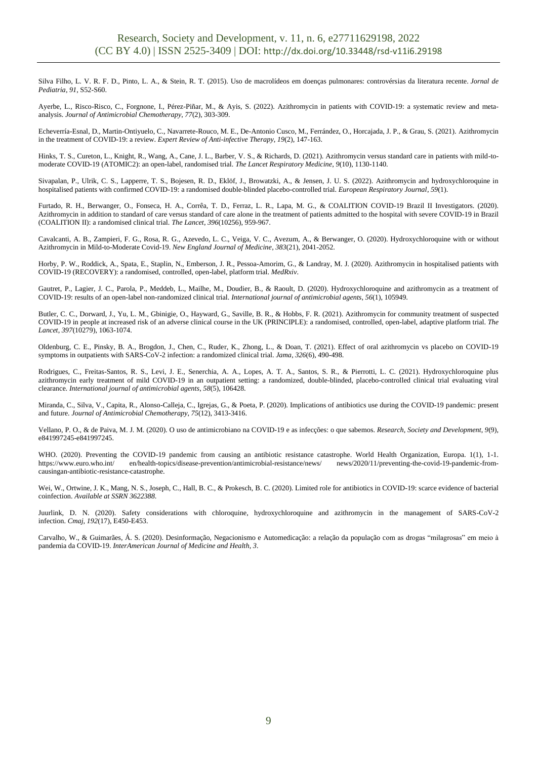Silva Filho, L. V. R. F. D., Pinto, L. A., & Stein, R. T. (2015). Uso de macrolídeos em doenças pulmonares: controvérsias da literatura recente. *Jornal de Pediatria*, *91*, S52-S60.

Ayerbe, L., Risco-Risco, C., Forgnone, I., Pérez-Piñar, M., & Ayis, S. (2022). Azithromycin in patients with COVID-19: a systematic review and meta-analysis. *Journal of Antimicrobial Chemotherapy*, *77*(2), 303-309.

Echeverría-Esnal, D., Martin-Ontiyuelo, C., Navarrete-Rouco, M. E., De-Antonio Cusco, M., Ferrández, O., Horcajada, J. P., & Grau, S. (2021). Azithromycin in the treatment of COVID-19: a review. *Expert Review of Anti-infective Therapy*, *19*(2), 147-163.

Hinks, T. S., Cureton, L., Knight, R., Wang, A., Cane, J. L., Barber, V. S., & Richards, D. (2021). Azithromycin versus standard care in patients with mild-to-moderate COVID-19 (ATOMIC2): an open-label, randomised trial. *The Lancet Respiratory Medicine*, *9*(10), 1130-1140.

Sivapalan, P., Ulrik, C. S., Lapperre, T. S., Bojesen, R. D., Eklöf, J., Browatzki, A., & Jensen, J. U. S. (2022). Azithromycin and hydroxychloroquine in hospitalised patients with confirmed COVID-19: a randomised double-blinded placebo-controlled trial. *European Respiratory Journal*, *59*(1).

Furtado, R. H., Berwanger, O., Fonseca, H. A., Corrêa, T. D., Ferraz, L. R., Lapa, M. G., & COALITION COVID-19 Brazil II Investigators. (2020). Azithromycin in addition to standard of care versus standard of care alone in the treatment of patients admitted to the hospital with severe COVID-19 in Brazil (COALITION II): a randomised clinical trial. *The Lancet*, *396*(10256), 959-967.

Cavalcanti, A. B., Zampieri, F. G., Rosa, R. G., Azevedo, L. C., Veiga, V. C., Avezum, A., & Berwanger, O. (2020). Hydroxychloroquine with or without Azithromycin in Mild-to-Moderate Covid-19. *New England Journal of Medicine*, *383*(21), 2041-2052.

Horby, P. W., Roddick, A., Spata, E., Staplin, N., Emberson, J. R., Pessoa-Amorim, G., & Landray, M. J. (2020). Azithromycin in hospitalised patients with COVID-19 (RECOVERY): a randomised, controlled, open-label, platform trial. *MedRxiv*.

Gautret, P., Lagier, J. C., Parola, P., Meddeb, L., Mailhe, M., Doudier, B., & Raoult, D. (2020). Hydroxychloroquine and azithromycin as a treatment of COVID-19: results of an open-label non-randomized clinical trial. *International journal of antimicrobial agents*, *56*(1), 105949.

Butler, C. C., Dorward, J., Yu, L. M., Gbinigie, O., Hayward, G., Saville, B. R., & Hobbs, F. R. (2021). Azithromycin for community treatment of suspected COVID-19 in people at increased risk of an adverse clinical course in the UK (PRINCIPLE): a randomised, controlled, open-label, adaptive platform trial. *The Lancet*, *397*(10279), 1063-1074.

Oldenburg, C. E., Pinsky, B. A., Brogdon, J., Chen, C., Ruder, K., Zhong, L., & Doan, T. (2021). Effect of oral azithromycin vs placebo on COVID-19 symptoms in outpatients with SARS-CoV-2 infection: a randomized clinical trial. *Jama*, *326*(6), 490-498.

Rodrigues, C., Freitas-Santos, R. S., Levi, J. E., Senerchia, A. A., Lopes, A. T. A., Santos, S. R., & Pierrotti, L. C. (2021). Hydroxychloroquine plus azithromycin early treatment of mild COVID-19 in an outpatient setting: a randomized, double-blinded, placebo-controlled clinical trial evaluating viral clearance. *International journal of antimicrobial agents*, *58*(5), 106428.

Miranda, C., Silva, V., Capita, R., Alonso-Calleja, C., Igrejas, G., & Poeta, P. (2020). Implications of antibiotics use during the COVID-19 pandemic: present and future. *Journal of Antimicrobial Chemotherapy*, *75*(12), 3413-3416.

Vellano, P. O., & de Paiva, M. J. M. (2020). O uso de antimicrobiano na COVID-19 e as infecções: o que sabemos. *Research, Society and Development*, *9*(9), e841997245-e841997245.

WHO. (2020). Preventing the COVID-19 pandemic from causing an antibiotic resistance catastrophe. World Health Organization, Europa. 1(1), 1-1. https://www.euro.who.int/ en/health-topics/disease-prevention/antimicrobial-resistance/news/ news/2020/11/preventing-the-covid-19-pandemic-from-causingan-antibiotic-resistance-catastrophe.

Wei, W., Ortwine, J. K., Mang, N. S., Joseph, C., Hall, B. C., & Prokesch, B. C. (2020). Limited role for antibiotics in COVID-19: scarce evidence of bacterial coinfection. *Available at SSRN 3622388*.

Juurlink, D. N. (2020). Safety considerations with chloroquine, hydroxychloroquine and azithromycin in the management of SARS-CoV-2 infection. *Cmaj*, *192*(17), E450-E453.

Carvalho, W., & Guimarães, Á. S. (2020). Desinformação, Negacionismo e Automedicação: a relação da população com as drogas "milagrosas" em meio à pandemia da COVID-19. *InterAmerican Journal of Medicine and Health*, *3*.